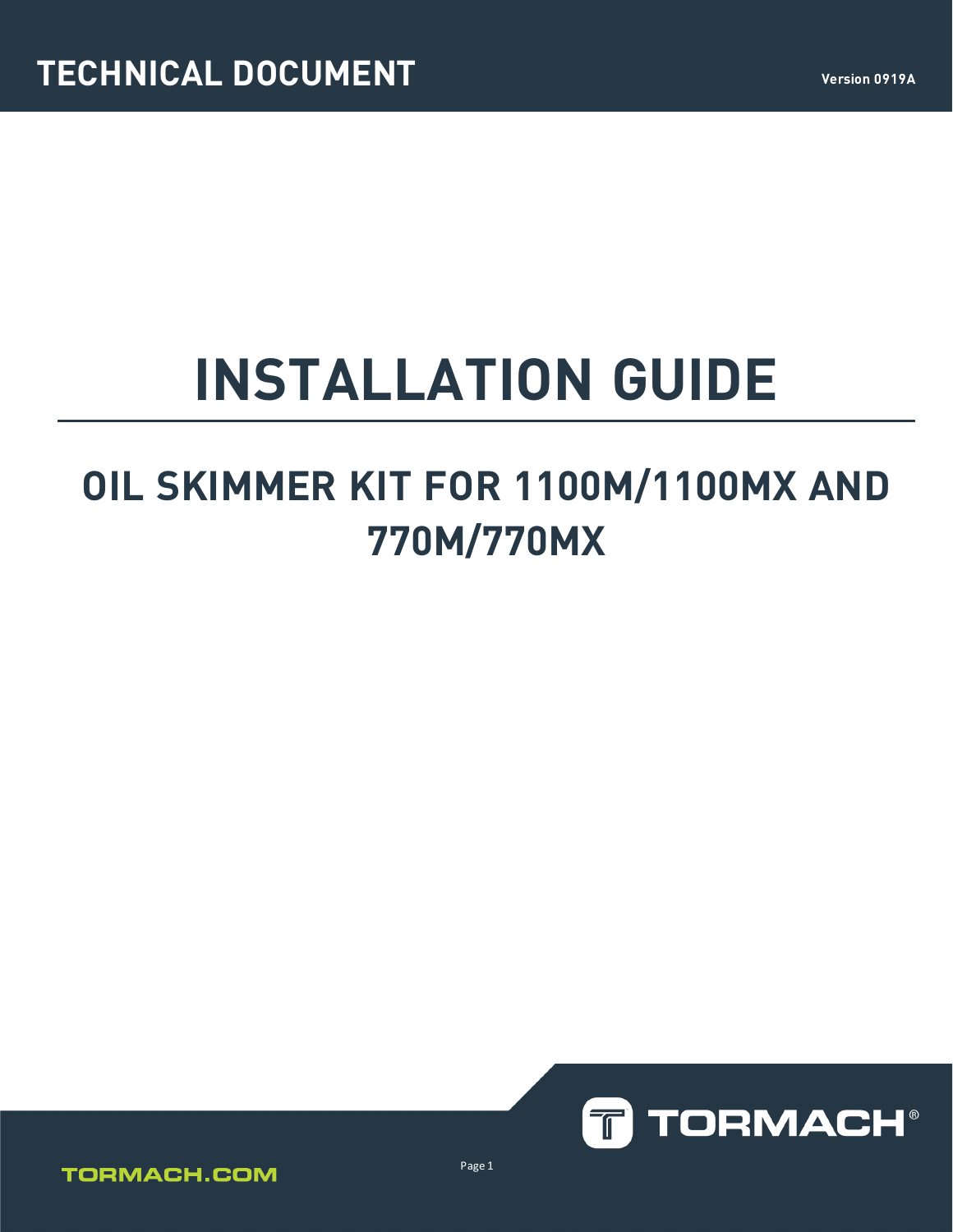TECHNICAL DOCUMENT

Version 0919A

# INSTALLATION GUIDE

## OIL SKIMMER KIT FOR 1100M/1100MX AND 770M/770MX

TORMACH®

TORMACH.COM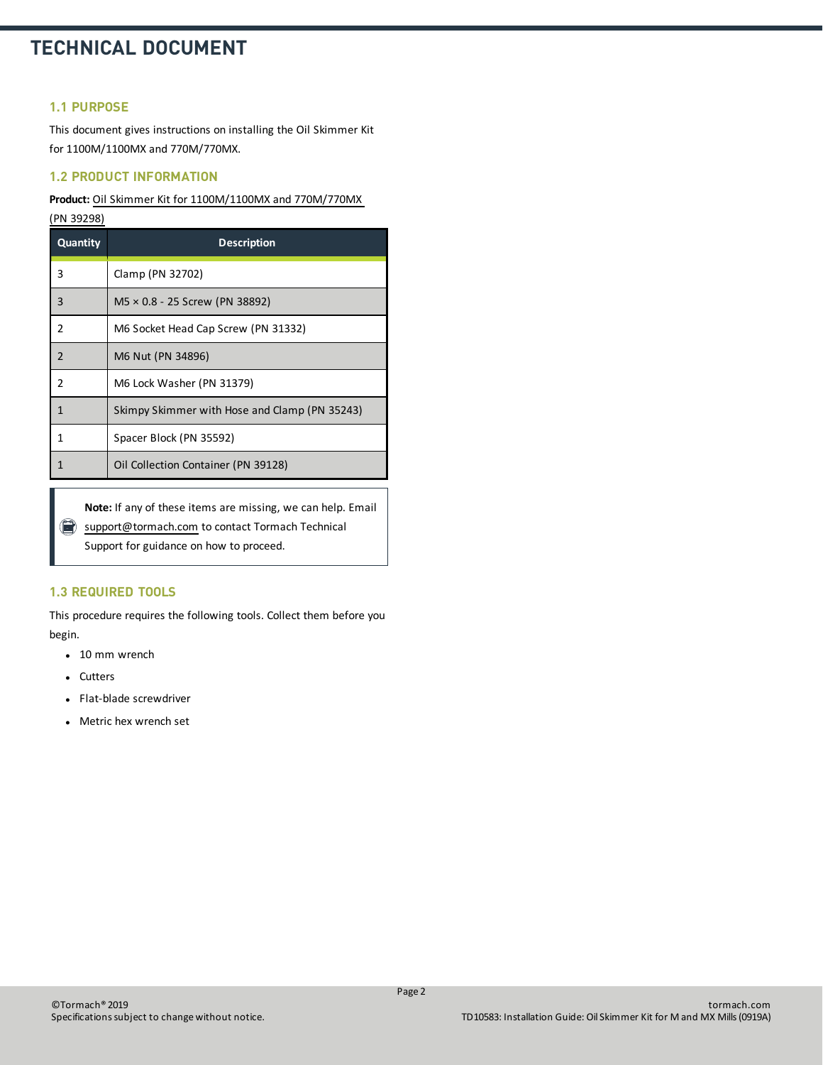# TECHNICAL DOCUMENT

## 1.1 PURPOSE

This document gives instructions on installing the Oil Skimmer Kit for 1100M/1100MX and 770M/770MX.

## 1.2 PRODUCT INFORMATION

**Product:** Oil Skimmer Kit for 1100M/1100MX and 770M/770MX (PN 39298)

| Quantity | Description |
|---|---|
| 3 | Clamp (PN 32702) |
| 3 | M5 × 0.8 - 25 Screw (PN 38892) |
| 2 | M6 Socket Head Cap Screw (PN 31332) |
| 2 | M6 Nut (PN 34896) |
| 2 | M6 Lock Washer (PN 31379) |
| 1 | Skimpy Skimmer with Hose and Clamp (PN 35243) |
| 1 | Spacer Block (PN 35592) |
| 1 | Oil Collection Container (PN 39128) |

> **Note:** If any of these items are missing, we can help. Email support@tormach.com to contact Tormach Technical Support for guidance on how to proceed.

## 1.3 REQUIRED TOOLS

This procedure requires the following tools. Collect them before you begin.

- 10 mm wrench
- Cutters
- Flat-blade screwdriver
- Metric hex wrench set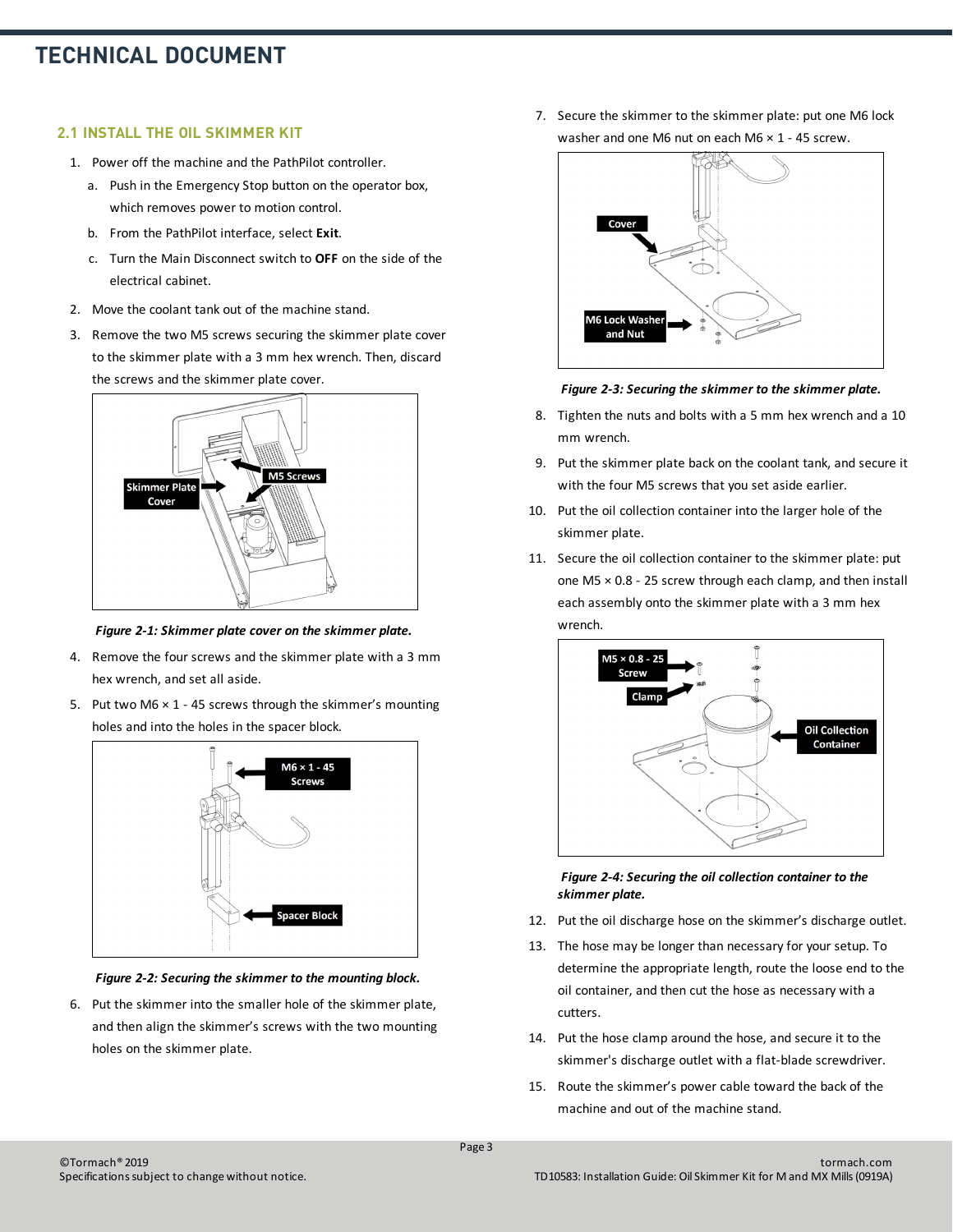## 2.1 INSTALL THE OIL SKIMMER KIT

1. Power off the machine and the PathPilot controller.
   a. Push in the Emergency Stop button on the operator box, which removes power to motion control.
   b. From the PathPilot interface, select **Exit**.
   c. Turn the Main Disconnect switch to **OFF** on the side of the electrical cabinet.
2. Move the coolant tank out of the machine stand.
3. Remove the two M5 screws securing the skimmer plate cover to the skimmer plate with a 3 mm hex wrench. Then, discard the screws and the skimmer plate cover.

***Figure 2-1: Skimmer plate cover on the skimmer plate.***

4. Remove the four screws and the skimmer plate with a 3 mm hex wrench, and set all aside.
5. Put two M6 × 1 - 45 screws through the skimmer's mounting holes and into the holes in the spacer block.

***Figure 2-2: Securing the skimmer to the mounting block.***

6. Put the skimmer into the smaller hole of the skimmer plate, and then align the skimmer's screws with the two mounting holes on the skimmer plate.
7. Secure the skimmer to the skimmer plate: put one M6 lock washer and one M6 nut on each M6 × 1 - 45 screw.

***Figure 2-3: Securing the skimmer to the skimmer plate.***

8. Tighten the nuts and bolts with a 5 mm hex wrench and a 10 mm wrench.
9. Put the skimmer plate back on the coolant tank, and secure it with the four M5 screws that you set aside earlier.
10. Put the oil collection container into the larger hole of the skimmer plate.
11. Secure the oil collection container to the skimmer plate: put one M5 × 0.8 - 25 screw through each clamp, and then install each assembly onto the skimmer plate with a 3 mm hex wrench.

***Figure 2-4: Securing the oil collection container to the skimmer plate.***

12. Put the oil discharge hose on the skimmer's discharge outlet.
13. The hose may be longer than necessary for your setup. To determine the appropriate length, route the loose end to the oil container, and then cut the hose as necessary with a cutters.
14. Put the hose clamp around the hose, and secure it to the skimmer's discharge outlet with a flat-blade screwdriver.
15. Route the skimmer's power cable toward the back of the machine and out of the machine stand.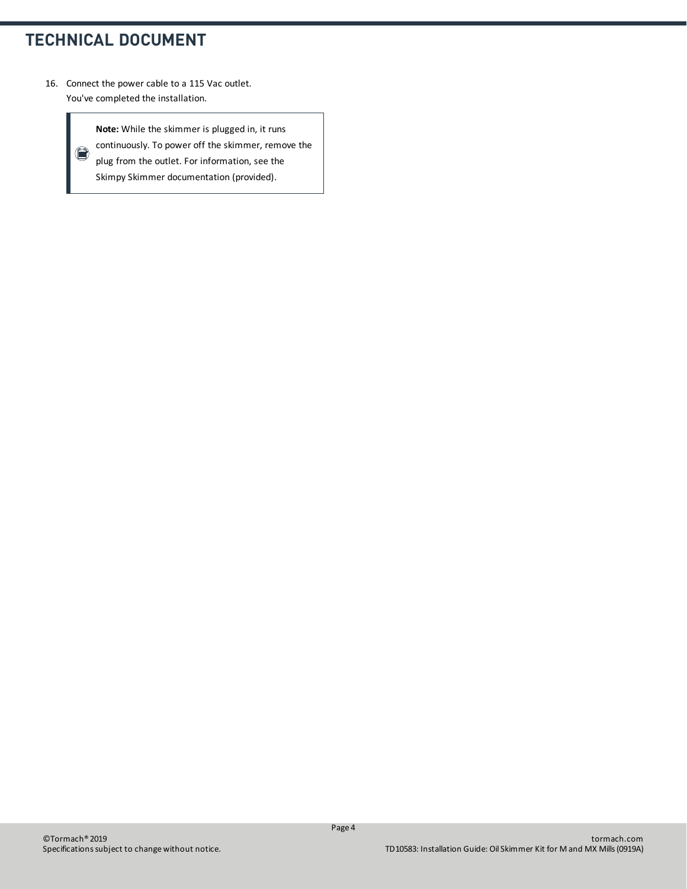16. Connect the power cable to a 115 Vac outlet.
    You've completed the installation.

    > **Note:** While the skimmer is plugged in, it runs continuously. To power off the skimmer, remove the plug from the outlet. For information, see the Skimpy Skimmer documentation (provided).